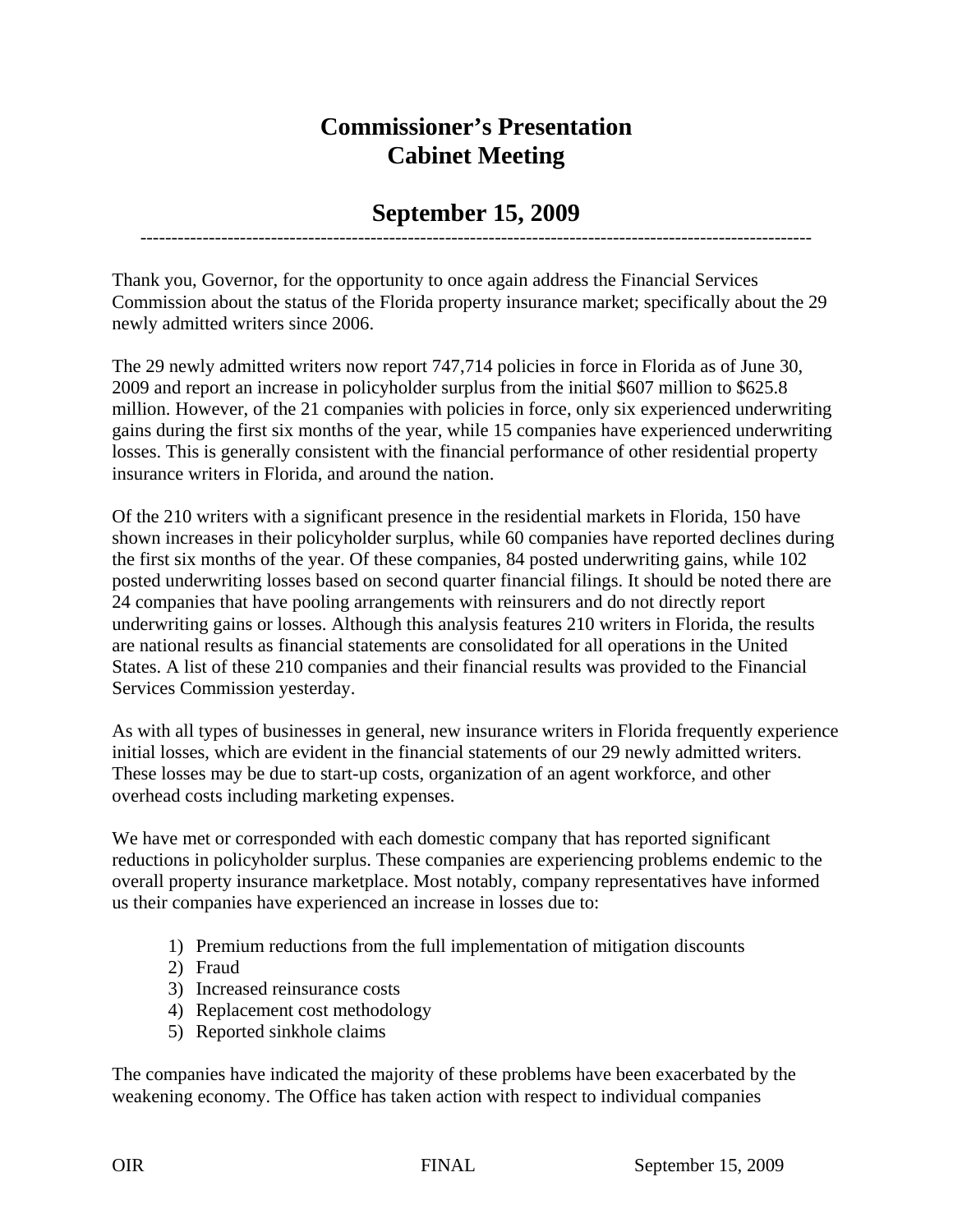# Commissioner's Presentation
# Cabinet Meeting

## September 15, 2009

---

Thank you, Governor, for the opportunity to once again address the Financial Services Commission about the status of the Florida property insurance market; specifically about the 29 newly admitted writers since 2006.

The 29 newly admitted writers now report 747,714 policies in force in Florida as of June 30, 2009 and report an increase in policyholder surplus from the initial $607 million to $625.8 million. However, of the 21 companies with policies in force, only six experienced underwriting gains during the first six months of the year, while 15 companies have experienced underwriting losses. This is generally consistent with the financial performance of other residential property insurance writers in Florida, and around the nation.

Of the 210 writers with a significant presence in the residential markets in Florida, 150 have shown increases in their policyholder surplus, while 60 companies have reported declines during the first six months of the year. Of these companies, 84 posted underwriting gains, while 102 posted underwriting losses based on second quarter financial filings. It should be noted there are 24 companies that have pooling arrangements with reinsurers and do not directly report underwriting gains or losses. Although this analysis features 210 writers in Florida, the results are national results as financial statements are consolidated for all operations in the United States. A list of these 210 companies and their financial results was provided to the Financial Services Commission yesterday.

As with all types of businesses in general, new insurance writers in Florida frequently experience initial losses, which are evident in the financial statements of our 29 newly admitted writers. These losses may be due to start-up costs, organization of an agent workforce, and other overhead costs including marketing expenses.

We have met or corresponded with each domestic company that has reported significant reductions in policyholder surplus. These companies are experiencing problems endemic to the overall property insurance marketplace. Most notably, company representatives have informed us their companies have experienced an increase in losses due to:

1) Premium reductions from the full implementation of mitigation discounts
2) Fraud
3) Increased reinsurance costs
4) Replacement cost methodology
5) Reported sinkhole claims

The companies have indicated the majority of these problems have been exacerbated by the weakening economy. The Office has taken action with respect to individual companies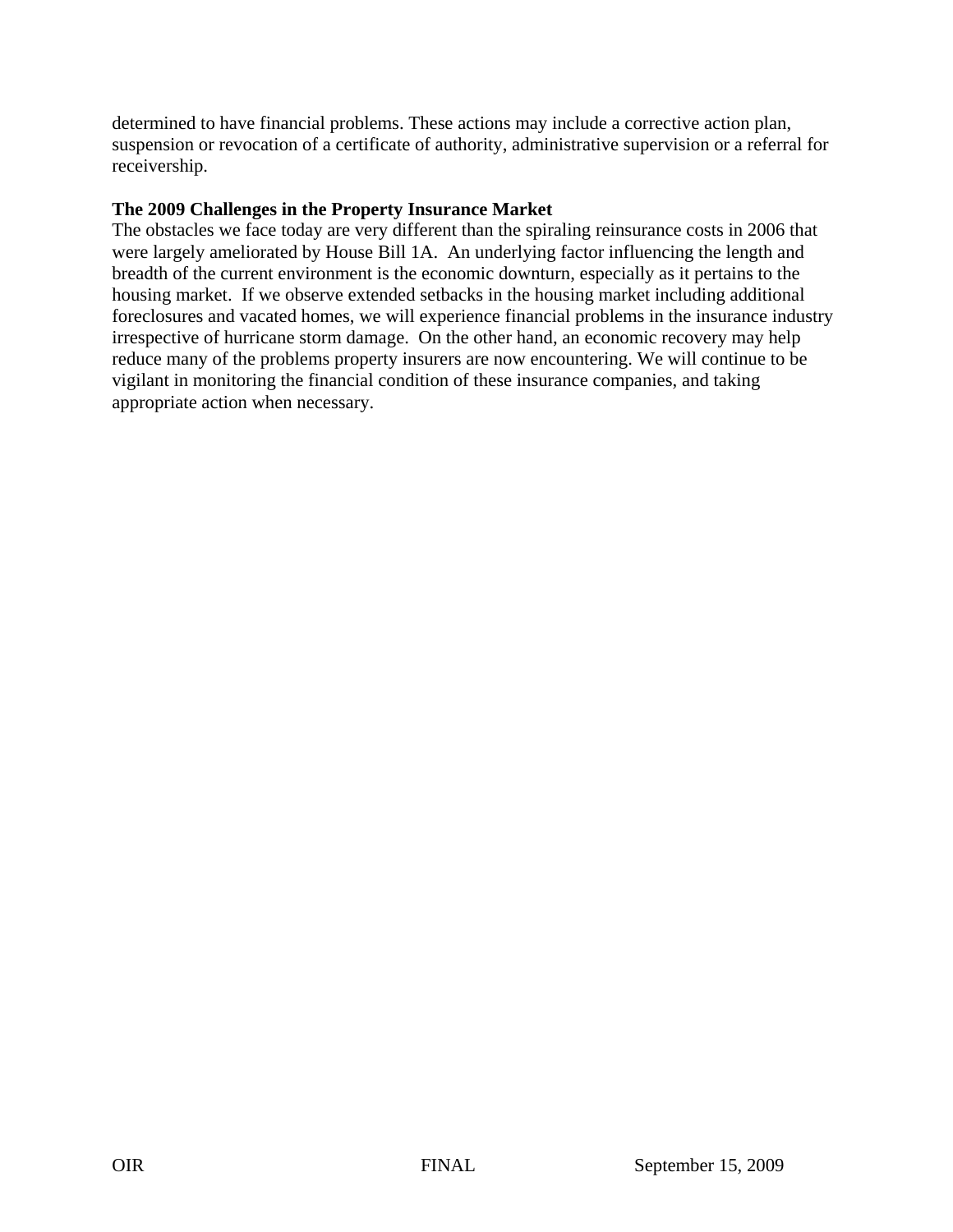determined to have financial problems. These actions may include a corrective action plan, suspension or revocation of a certificate of authority, administrative supervision or a referral for receivership.

**The 2009 Challenges in the Property Insurance Market**

The obstacles we face today are very different than the spiraling reinsurance costs in 2006 that were largely ameliorated by House Bill 1A. An underlying factor influencing the length and breadth of the current environment is the economic downturn, especially as it pertains to the housing market. If we observe extended setbacks in the housing market including additional foreclosures and vacated homes, we will experience financial problems in the insurance industry irrespective of hurricane storm damage. On the other hand, an economic recovery may help reduce many of the problems property insurers are now encountering. We will continue to be vigilant in monitoring the financial condition of these insurance companies, and taking appropriate action when necessary.